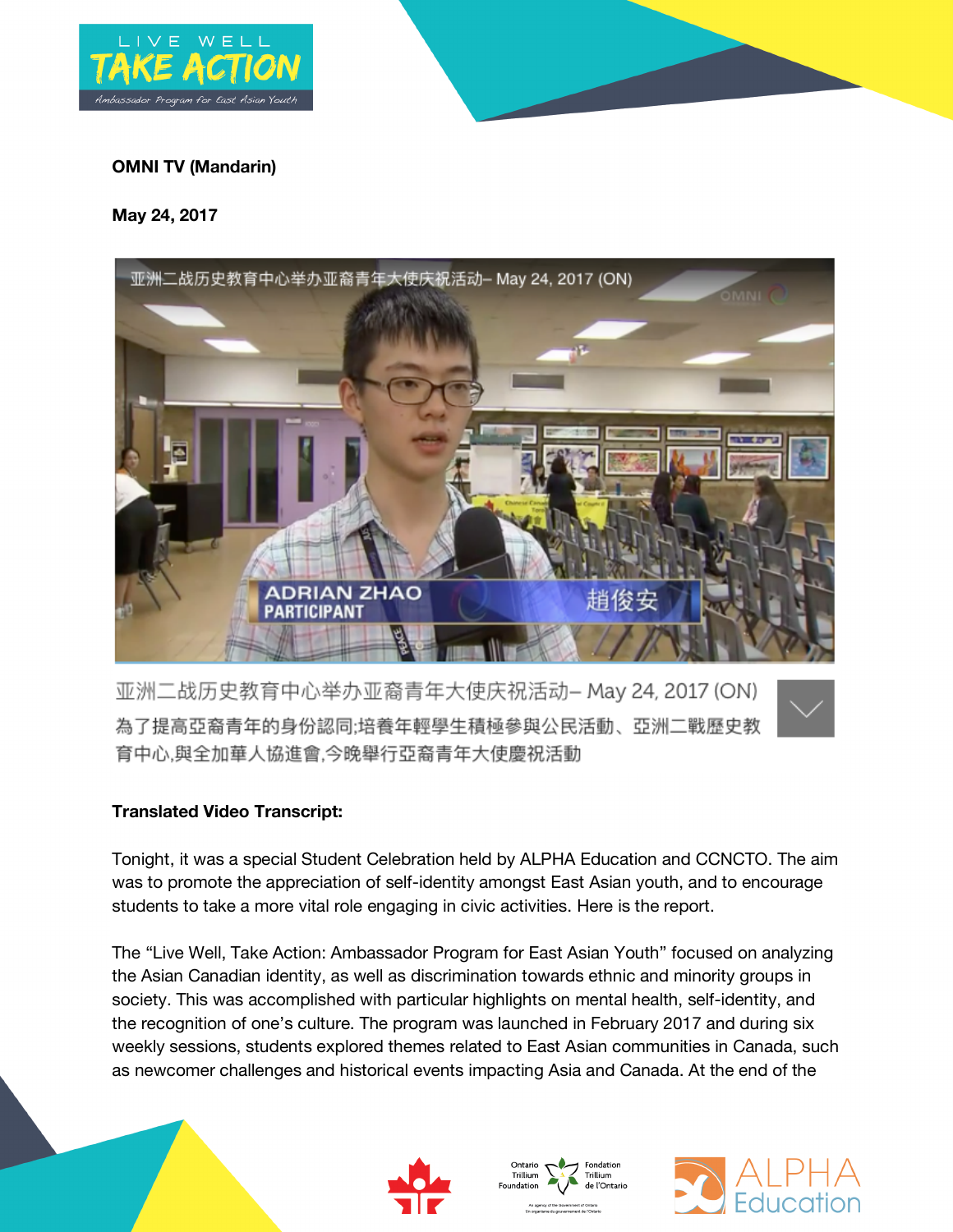**OMNI TV (Mandarin)**

**May 24, 2017**

亚洲二战历史教育中心举办亚裔青年大使庆祝活动– May 24, 2017 (ON)

為了提高亞裔青年的身份認同;培養年輕學生積極參與公民活動、亞洲二戰歷史教育中心,與全加華人協進會,今晚舉行亞裔青年大使慶祝活動

**Translated Video Transcript:**

Tonight, it was a special Student Celebration held by ALPHA Education and CCNCTO. The aim was to promote the appreciation of self-identity amongst East Asian youth, and to encourage students to take a more vital role engaging in civic activities. Here is the report.

The "Live Well, Take Action: Ambassador Program for East Asian Youth" focused on analyzing the Asian Canadian identity, as well as discrimination towards ethnic and minority groups in society. This was accomplished with particular highlights on mental health, self-identity, and the recognition of one's culture. The program was launched in February 2017 and during six weekly sessions, students explored themes related to East Asian communities in Canada, such as newcomer challenges and historical events impacting Asia and Canada. At the end of the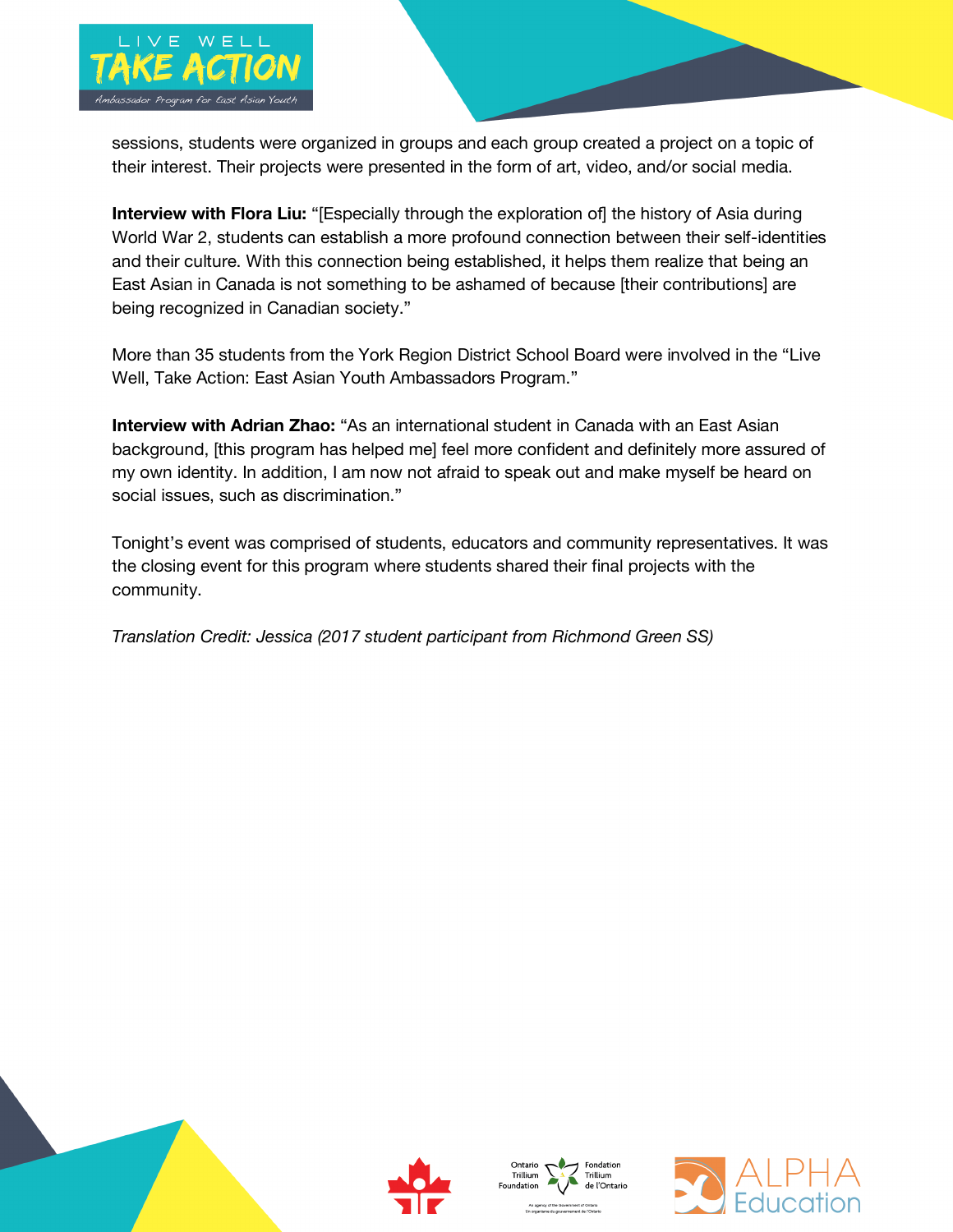sessions, students were organized in groups and each group created a project on a topic of their interest. Their projects were presented in the form of art, video, and/or social media.

**Interview with Flora Liu:** "[Especially through the exploration of] the history of Asia during World War 2, students can establish a more profound connection between their self-identities and their culture. With this connection being established, it helps them realize that being an East Asian in Canada is not something to be ashamed of because [their contributions] are being recognized in Canadian society."

More than 35 students from the York Region District School Board were involved in the "Live Well, Take Action: East Asian Youth Ambassadors Program."

**Interview with Adrian Zhao:** "As an international student in Canada with an East Asian background, [this program has helped me] feel more confident and definitely more assured of my own identity. In addition, I am now not afraid to speak out and make myself be heard on social issues, such as discrimination."

Tonight's event was comprised of students, educators and community representatives. It was the closing event for this program where students shared their final projects with the community.

*Translation Credit: Jessica (2017 student participant from Richmond Green SS)*